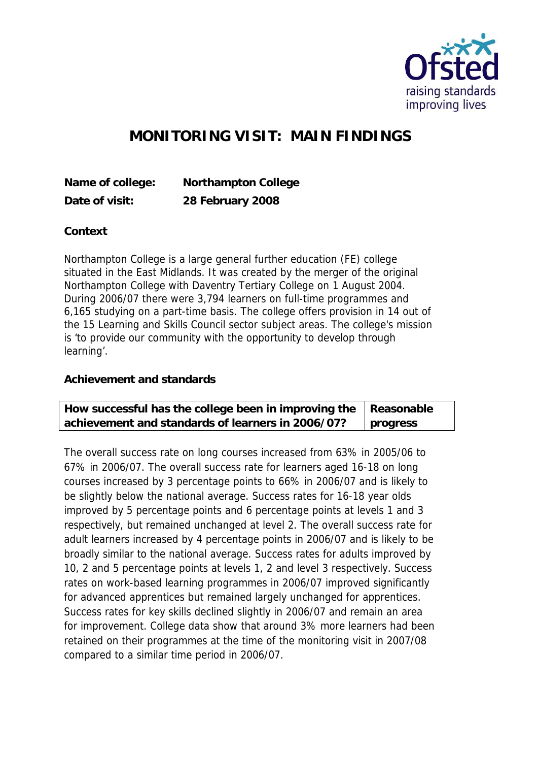# MONITORING VISIT: MAIN FINDINGS

**Name of college:** Northampton College

**Date of visit:** 28 February 2008

**Context**

Northampton College is a large general further education (FE) college situated in the East Midlands. It was created by the merger of the original Northampton College with Daventry Tertiary College on 1 August 2004. During 2006/07 there were 3,794 learners on full-time programmes and 6,165 studying on a part-time basis. The college offers provision in 14 out of the 15 Learning and Skills Council sector subject areas. The college's mission is 'to provide our community with the opportunity to develop through learning'.

**Achievement and standards**

| How successful has the college been in improving the achievement and standards of learners in 2006/07? | Reasonable progress |
|---|---|

The overall success rate on long courses increased from 63% in 2005/06 to 67% in 2006/07. The overall success rate for learners aged 16-18 on long courses increased by 3 percentage points to 66% in 2006/07 and is likely to be slightly below the national average. Success rates for 16-18 year olds improved by 5 percentage points and 6 percentage points at levels 1 and 3 respectively, but remained unchanged at level 2. The overall success rate for adult learners increased by 4 percentage points in 2006/07 and is likely to be broadly similar to the national average. Success rates for adults improved by 10, 2 and 5 percentage points at levels 1, 2 and level 3 respectively. Success rates on work-based learning programmes in 2006/07 improved significantly for advanced apprentices but remained largely unchanged for apprentices. Success rates for key skills declined slightly in 2006/07 and remain an area for improvement. College data show that around 3% more learners had been retained on their programmes at the time of the monitoring visit in 2007/08 compared to a similar time period in 2006/07.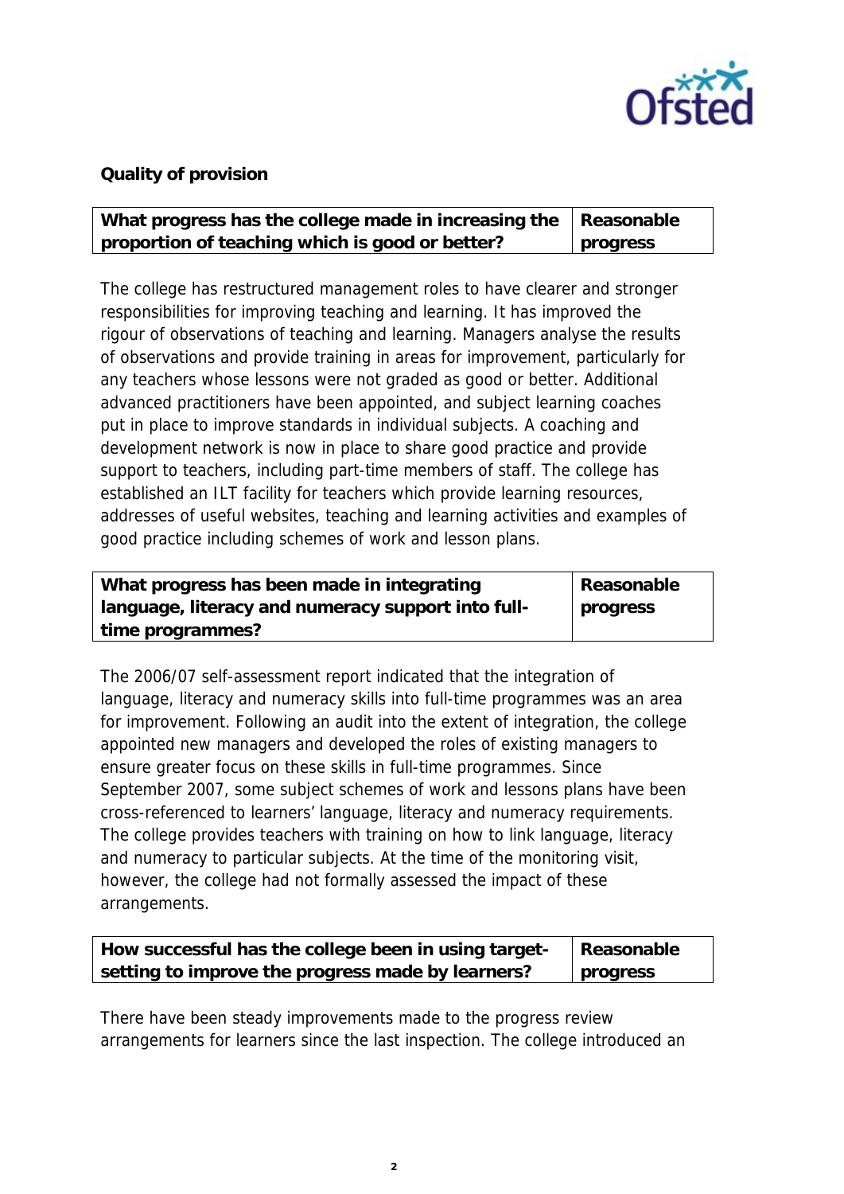**Quality of provision**

| What progress has the college made in increasing the proportion of teaching which is good or better? | Reasonable progress |
|---|---|

The college has restructured management roles to have clearer and stronger responsibilities for improving teaching and learning. It has improved the rigour of observations of teaching and learning. Managers analyse the results of observations and provide training in areas for improvement, particularly for any teachers whose lessons were not graded as good or better. Additional advanced practitioners have been appointed, and subject learning coaches put in place to improve standards in individual subjects. A coaching and development network is now in place to share good practice and provide support to teachers, including part-time members of staff. The college has established an ILT facility for teachers which provide learning resources, addresses of useful websites, teaching and learning activities and examples of good practice including schemes of work and lesson plans.

| What progress has been made in integrating language, literacy and numeracy support into full-time programmes? | Reasonable progress |
|---|---|

The 2006/07 self-assessment report indicated that the integration of language, literacy and numeracy skills into full-time programmes was an area for improvement. Following an audit into the extent of integration, the college appointed new managers and developed the roles of existing managers to ensure greater focus on these skills in full-time programmes. Since September 2007, some subject schemes of work and lessons plans have been cross-referenced to learners' language, literacy and numeracy requirements. The college provides teachers with training on how to link language, literacy and numeracy to particular subjects. At the time of the monitoring visit, however, the college had not formally assessed the impact of these arrangements.

| How successful has the college been in using target-setting to improve the progress made by learners? | Reasonable progress |
|---|---|

There have been steady improvements made to the progress review arrangements for learners since the last inspection. The college introduced an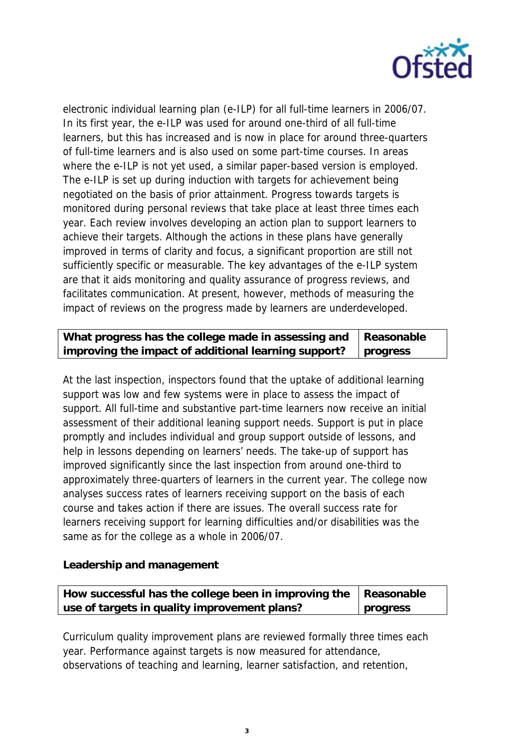electronic individual learning plan (e-ILP) for all full-time learners in 2006/07. In its first year, the e-ILP was used for around one-third of all full-time learners, but this has increased and is now in place for around three-quarters of full-time learners and is also used on some part-time courses. In areas where the e-ILP is not yet used, a similar paper-based version is employed. The e-ILP is set up during induction with targets for achievement being negotiated on the basis of prior attainment. Progress towards targets is monitored during personal reviews that take place at least three times each year. Each review involves developing an action plan to support learners to achieve their targets. Although the actions in these plans have generally improved in terms of clarity and focus, a significant proportion are still not sufficiently specific or measurable. The key advantages of the e-ILP system are that it aids monitoring and quality assurance of progress reviews, and facilitates communication. At present, however, methods of measuring the impact of reviews on the progress made by learners are underdeveloped.

| **What progress has the college made in assessing and improving the impact of additional learning support?** | **Reasonable progress** |
|---|---|

At the last inspection, inspectors found that the uptake of additional learning support was low and few systems were in place to assess the impact of support. All full-time and substantive part-time learners now receive an initial assessment of their additional leaning support needs. Support is put in place promptly and includes individual and group support outside of lessons, and help in lessons depending on learners' needs. The take-up of support has improved significantly since the last inspection from around one-third to approximately three-quarters of learners in the current year. The college now analyses success rates of learners receiving support on the basis of each course and takes action if there are issues. The overall success rate for learners receiving support for learning difficulties and/or disabilities was the same as for the college as a whole in 2006/07.

**Leadership and management**

| **How successful has the college been in improving the use of targets in quality improvement plans?** | **Reasonable progress** |
|---|---|

Curriculum quality improvement plans are reviewed formally three times each year. Performance against targets is now measured for attendance, observations of teaching and learning, learner satisfaction, and retention,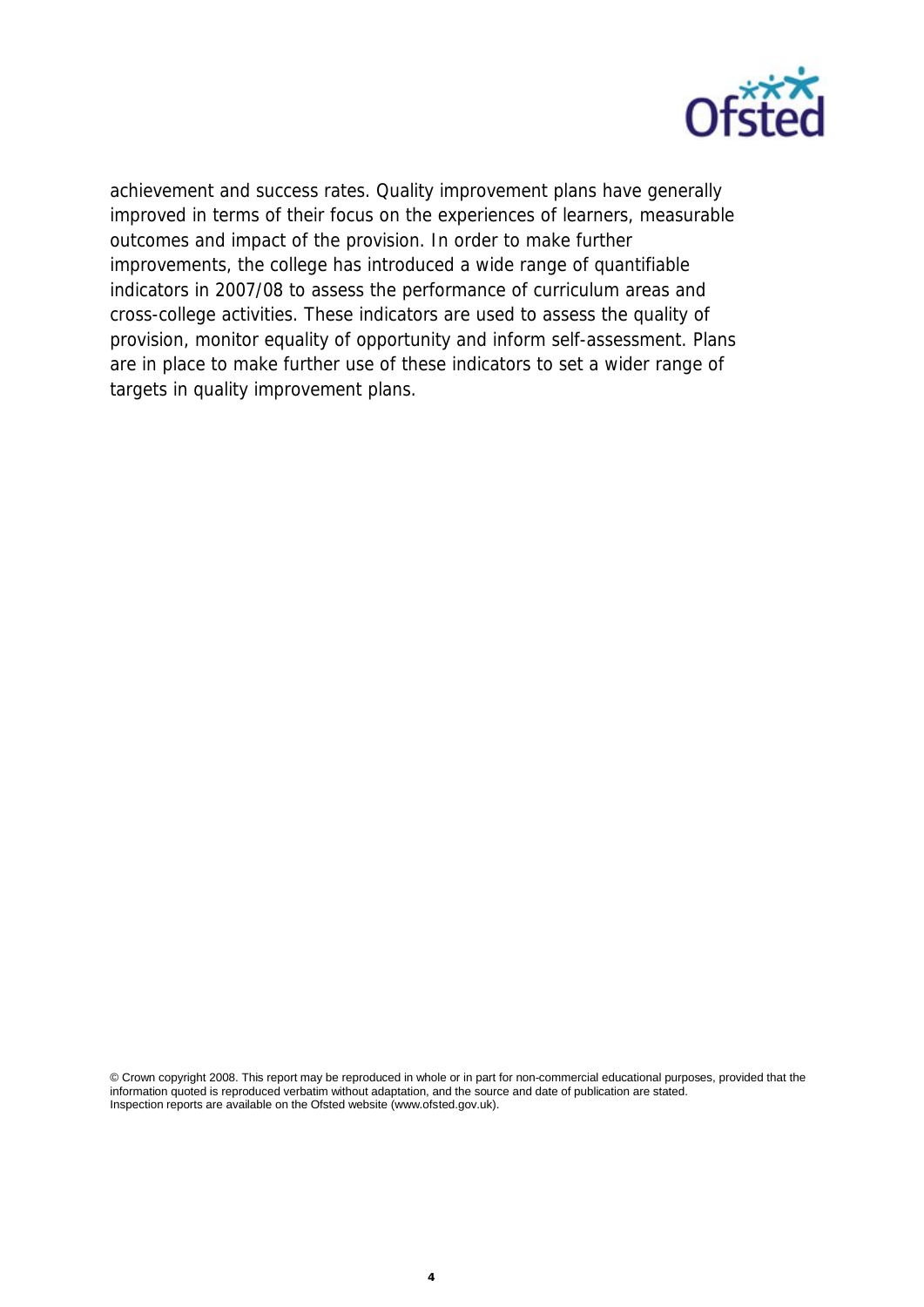achievement and success rates. Quality improvement plans have generally improved in terms of their focus on the experiences of learners, measurable outcomes and impact of the provision. In order to make further improvements, the college has introduced a wide range of quantifiable indicators in 2007/08 to assess the performance of curriculum areas and cross-college activities. These indicators are used to assess the quality of provision, monitor equality of opportunity and inform self-assessment. Plans are in place to make further use of these indicators to set a wider range of targets in quality improvement plans.

© Crown copyright 2008. This report may be reproduced in whole or in part for non-commercial educational purposes, provided that the information quoted is reproduced verbatim without adaptation, and the source and date of publication are stated.
Inspection reports are available on the Ofsted website (www.ofsted.gov.uk).